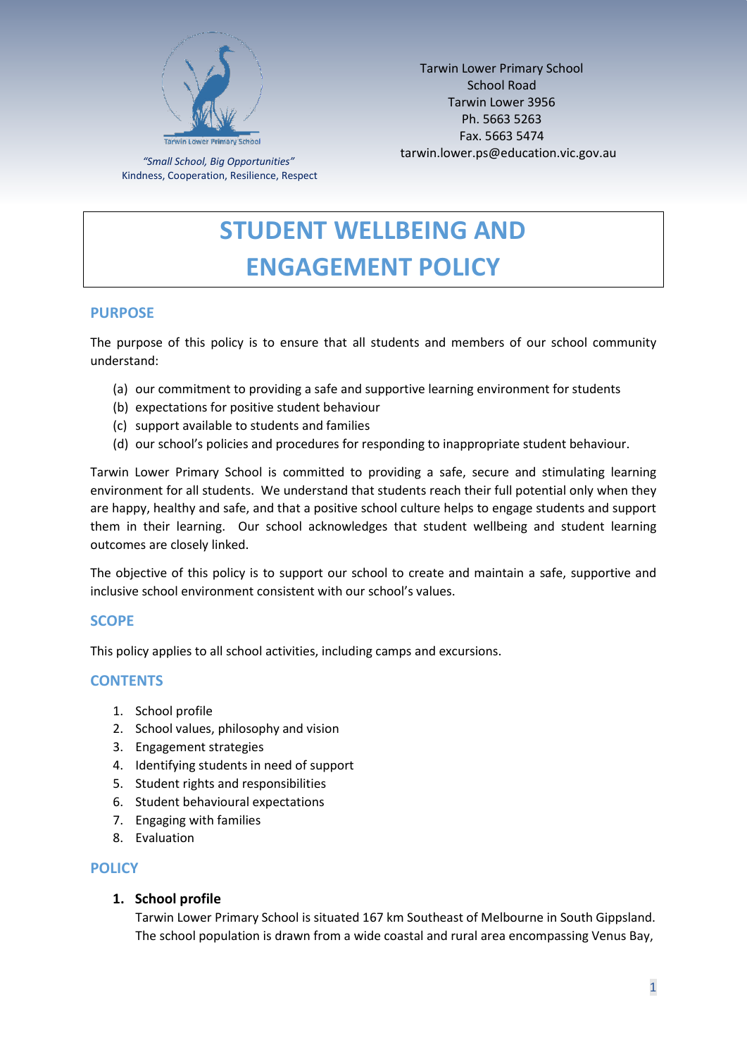Tarwin Lower Primary School

*"Small School, Big Opportunities"*
Kindness, Cooperation, Resilience, Respect

Tarwin Lower Primary School
School Road
Tarwin Lower 3956
Ph. 5663 5263
Fax. 5663 5474
tarwin.lower.ps@education.vic.gov.au

# STUDENT WELLBEING AND ENGAGEMENT POLICY

## PURPOSE

The purpose of this policy is to ensure that all students and members of our school community understand:

(a) our commitment to providing a safe and supportive learning environment for students
(b) expectations for positive student behaviour
(c) support available to students and families
(d) our school's policies and procedures for responding to inappropriate student behaviour.

Tarwin Lower Primary School is committed to providing a safe, secure and stimulating learning environment for all students. We understand that students reach their full potential only when they are happy, healthy and safe, and that a positive school culture helps to engage students and support them in their learning. Our school acknowledges that student wellbeing and student learning outcomes are closely linked.

The objective of this policy is to support our school to create and maintain a safe, supportive and inclusive school environment consistent with our school's values.

## SCOPE

This policy applies to all school activities, including camps and excursions.

## CONTENTS

1. School profile
2. School values, philosophy and vision
3. Engagement strategies
4. Identifying students in need of support
5. Student rights and responsibilities
6. Student behavioural expectations
7. Engaging with families
8. Evaluation

## POLICY

### 1. School profile

Tarwin Lower Primary School is situated 167 km Southeast of Melbourne in South Gippsland. The school population is drawn from a wide coastal and rural area encompassing Venus Bay,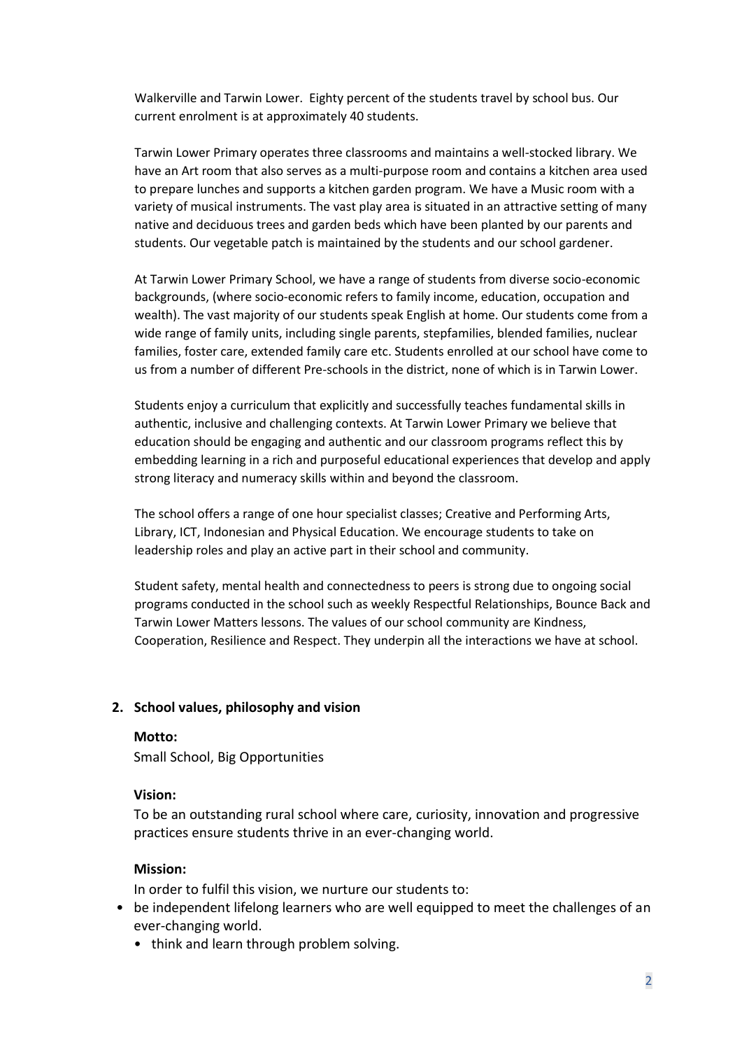Walkerville and Tarwin Lower. Eighty percent of the students travel by school bus. Our current enrolment is at approximately 40 students.

Tarwin Lower Primary operates three classrooms and maintains a well-stocked library. We have an Art room that also serves as a multi-purpose room and contains a kitchen area used to prepare lunches and supports a kitchen garden program. We have a Music room with a variety of musical instruments. The vast play area is situated in an attractive setting of many native and deciduous trees and garden beds which have been planted by our parents and students. Our vegetable patch is maintained by the students and our school gardener.

At Tarwin Lower Primary School, we have a range of students from diverse socio-economic backgrounds, (where socio-economic refers to family income, education, occupation and wealth). The vast majority of our students speak English at home. Our students come from a wide range of family units, including single parents, stepfamilies, blended families, nuclear families, foster care, extended family care etc. Students enrolled at our school have come to us from a number of different Pre-schools in the district, none of which is in Tarwin Lower.

Students enjoy a curriculum that explicitly and successfully teaches fundamental skills in authentic, inclusive and challenging contexts. At Tarwin Lower Primary we believe that education should be engaging and authentic and our classroom programs reflect this by embedding learning in a rich and purposeful educational experiences that develop and apply strong literacy and numeracy skills within and beyond the classroom.

The school offers a range of one hour specialist classes; Creative and Performing Arts, Library, ICT, Indonesian and Physical Education. We encourage students to take on leadership roles and play an active part in their school and community.

Student safety, mental health and connectedness to peers is strong due to ongoing social programs conducted in the school such as weekly Respectful Relationships, Bounce Back and Tarwin Lower Matters lessons. The values of our school community are Kindness, Cooperation, Resilience and Respect. They underpin all the interactions we have at school.

## 2. School values, philosophy and vision

**Motto:**

Small School, Big Opportunities

**Vision:**

To be an outstanding rural school where care, curiosity, innovation and progressive practices ensure students thrive in an ever-changing world.

**Mission:**

In order to fulfil this vision, we nurture our students to:

- be independent lifelong learners who are well equipped to meet the challenges of an ever-changing world.
- think and learn through problem solving.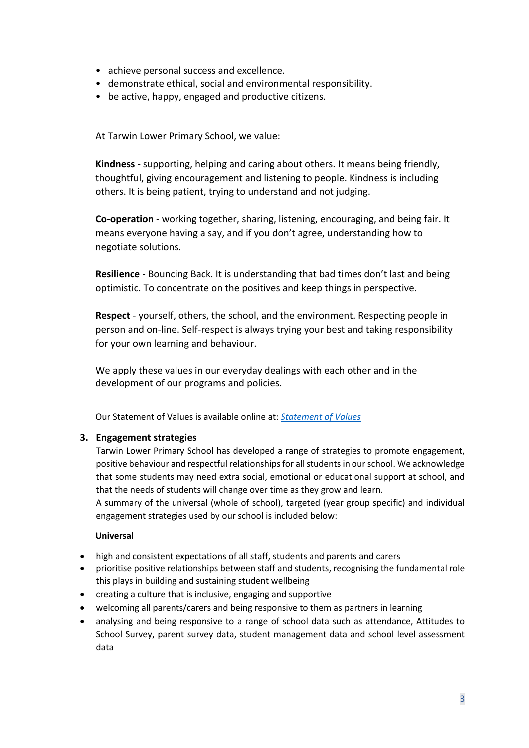- achieve personal success and excellence.
- demonstrate ethical, social and environmental responsibility.
- be active, happy, engaged and productive citizens.

At Tarwin Lower Primary School, we value:

**Kindness** - supporting, helping and caring about others. It means being friendly, thoughtful, giving encouragement and listening to people. Kindness is including others. It is being patient, trying to understand and not judging.

**Co-operation** - working together, sharing, listening, encouraging, and being fair. It means everyone having a say, and if you don't agree, understanding how to negotiate solutions.

**Resilience** - Bouncing Back. It is understanding that bad times don't last and being optimistic. To concentrate on the positives and keep things in perspective.

**Respect** - yourself, others, the school, and the environment. Respecting people in person and on-line. Self-respect is always trying your best and taking responsibility for your own learning and behaviour.

We apply these values in our everyday dealings with each other and in the development of our programs and policies.

Our Statement of Values is available online at: *Statement of Values*

## 3. Engagement strategies

Tarwin Lower Primary School has developed a range of strategies to promote engagement, positive behaviour and respectful relationships for all students in our school. We acknowledge that some students may need extra social, emotional or educational support at school, and that the needs of students will change over time as they grow and learn.

A summary of the universal (whole of school), targeted (year group specific) and individual engagement strategies used by our school is included below:

**Universal**

- high and consistent expectations of all staff, students and parents and carers
- prioritise positive relationships between staff and students, recognising the fundamental role this plays in building and sustaining student wellbeing
- creating a culture that is inclusive, engaging and supportive
- welcoming all parents/carers and being responsive to them as partners in learning
- analysing and being responsive to a range of school data such as attendance, Attitudes to School Survey, parent survey data, student management data and school level assessment data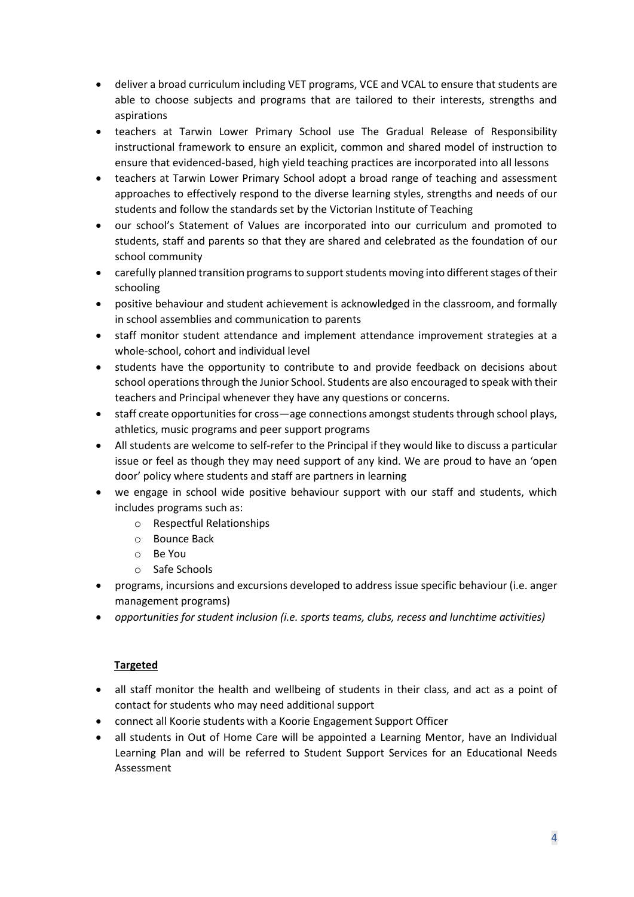- deliver a broad curriculum including VET programs, VCE and VCAL to ensure that students are able to choose subjects and programs that are tailored to their interests, strengths and aspirations
- teachers at Tarwin Lower Primary School use The Gradual Release of Responsibility instructional framework to ensure an explicit, common and shared model of instruction to ensure that evidenced-based, high yield teaching practices are incorporated into all lessons
- teachers at Tarwin Lower Primary School adopt a broad range of teaching and assessment approaches to effectively respond to the diverse learning styles, strengths and needs of our students and follow the standards set by the Victorian Institute of Teaching
- our school's Statement of Values are incorporated into our curriculum and promoted to students, staff and parents so that they are shared and celebrated as the foundation of our school community
- carefully planned transition programs to support students moving into different stages of their schooling
- positive behaviour and student achievement is acknowledged in the classroom, and formally in school assemblies and communication to parents
- staff monitor student attendance and implement attendance improvement strategies at a whole-school, cohort and individual level
- students have the opportunity to contribute to and provide feedback on decisions about school operations through the Junior School. Students are also encouraged to speak with their teachers and Principal whenever they have any questions or concerns.
- staff create opportunities for cross—age connections amongst students through school plays, athletics, music programs and peer support programs
- All students are welcome to self-refer to the Principal if they would like to discuss a particular issue or feel as though they may need support of any kind. We are proud to have an 'open door' policy where students and staff are partners in learning
- we engage in school wide positive behaviour support with our staff and students, which includes programs such as:
  - Respectful Relationships
  - Bounce Back
  - Be You
  - Safe Schools
- programs, incursions and excursions developed to address issue specific behaviour (i.e. anger management programs)
- *opportunities for student inclusion (i.e. sports teams, clubs, recess and lunchtime activities)*

**Targeted**

- all staff monitor the health and wellbeing of students in their class, and act as a point of contact for students who may need additional support
- connect all Koorie students with a Koorie Engagement Support Officer
- all students in Out of Home Care will be appointed a Learning Mentor, have an Individual Learning Plan and will be referred to Student Support Services for an Educational Needs Assessment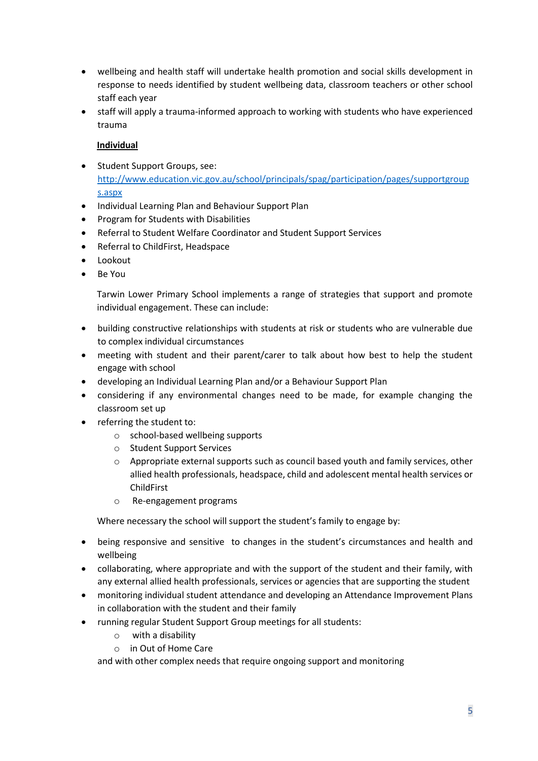- wellbeing and health staff will undertake health promotion and social skills development in response to needs identified by student wellbeing data, classroom teachers or other school staff each year
- staff will apply a trauma-informed approach to working with students who have experienced trauma

**Individual**

- Student Support Groups, see: [http://www.education.vic.gov.au/school/principals/spag/participation/pages/supportgroups.aspx](http://www.education.vic.gov.au/school/principals/spag/participation/pages/supportgroups.aspx)
- Individual Learning Plan and Behaviour Support Plan
- Program for Students with Disabilities
- Referral to Student Welfare Coordinator and Student Support Services
- Referral to ChildFirst, Headspace
- Lookout
- Be You

Tarwin Lower Primary School implements a range of strategies that support and promote individual engagement. These can include:

- building constructive relationships with students at risk or students who are vulnerable due to complex individual circumstances
- meeting with student and their parent/carer to talk about how best to help the student engage with school
- developing an Individual Learning Plan and/or a Behaviour Support Plan
- considering if any environmental changes need to be made, for example changing the classroom set up
- referring the student to:
  - school-based wellbeing supports
  - Student Support Services
  - Appropriate external supports such as council based youth and family services, other allied health professionals, headspace, child and adolescent mental health services or ChildFirst
  - Re-engagement programs

Where necessary the school will support the student's family to engage by:

- being responsive and sensitive to changes in the student's circumstances and health and wellbeing
- collaborating, where appropriate and with the support of the student and their family, with any external allied health professionals, services or agencies that are supporting the student
- monitoring individual student attendance and developing an Attendance Improvement Plans in collaboration with the student and their family
- running regular Student Support Group meetings for all students:
  - with a disability
  - in Out of Home Care

  and with other complex needs that require ongoing support and monitoring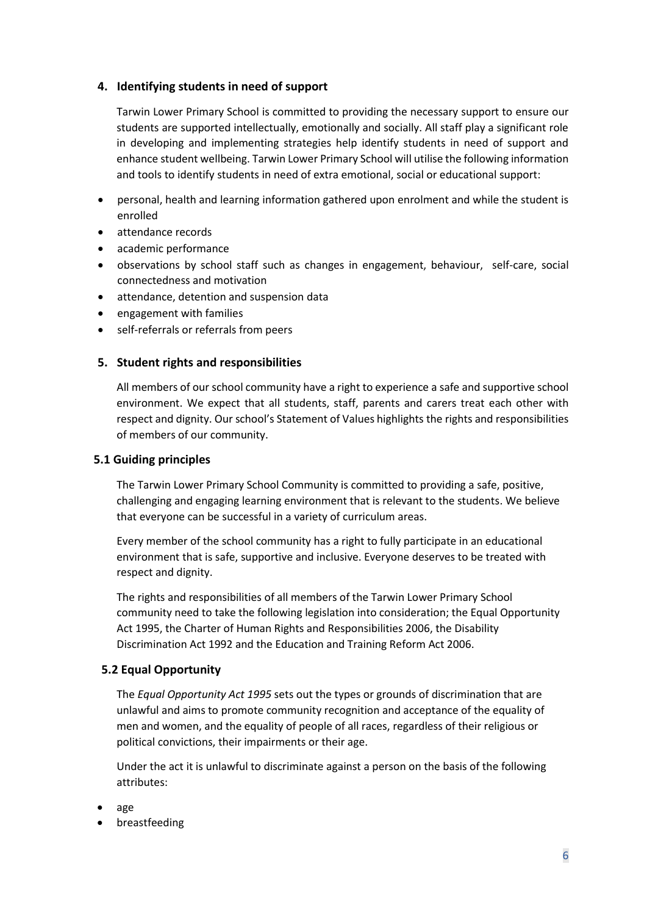## 4. Identifying students in need of support

Tarwin Lower Primary School is committed to providing the necessary support to ensure our students are supported intellectually, emotionally and socially. All staff play a significant role in developing and implementing strategies help identify students in need of support and enhance student wellbeing. Tarwin Lower Primary School will utilise the following information and tools to identify students in need of extra emotional, social or educational support:

- personal, health and learning information gathered upon enrolment and while the student is enrolled
- attendance records
- academic performance
- observations by school staff such as changes in engagement, behaviour, self-care, social connectedness and motivation
- attendance, detention and suspension data
- engagement with families
- self-referrals or referrals from peers

## 5. Student rights and responsibilities

All members of our school community have a right to experience a safe and supportive school environment. We expect that all students, staff, parents and carers treat each other with respect and dignity. Our school's Statement of Values highlights the rights and responsibilities of members of our community.

### 5.1 Guiding principles

The Tarwin Lower Primary School Community is committed to providing a safe, positive, challenging and engaging learning environment that is relevant to the students. We believe that everyone can be successful in a variety of curriculum areas.

Every member of the school community has a right to fully participate in an educational environment that is safe, supportive and inclusive. Everyone deserves to be treated with respect and dignity.

The rights and responsibilities of all members of the Tarwin Lower Primary School community need to take the following legislation into consideration; the Equal Opportunity Act 1995, the Charter of Human Rights and Responsibilities 2006, the Disability Discrimination Act 1992 and the Education and Training Reform Act 2006.

### 5.2 Equal Opportunity

The *Equal Opportunity Act 1995* sets out the types or grounds of discrimination that are unlawful and aims to promote community recognition and acceptance of the equality of men and women, and the equality of people of all races, regardless of their religious or political convictions, their impairments or their age.

Under the act it is unlawful to discriminate against a person on the basis of the following attributes:

- age
- breastfeeding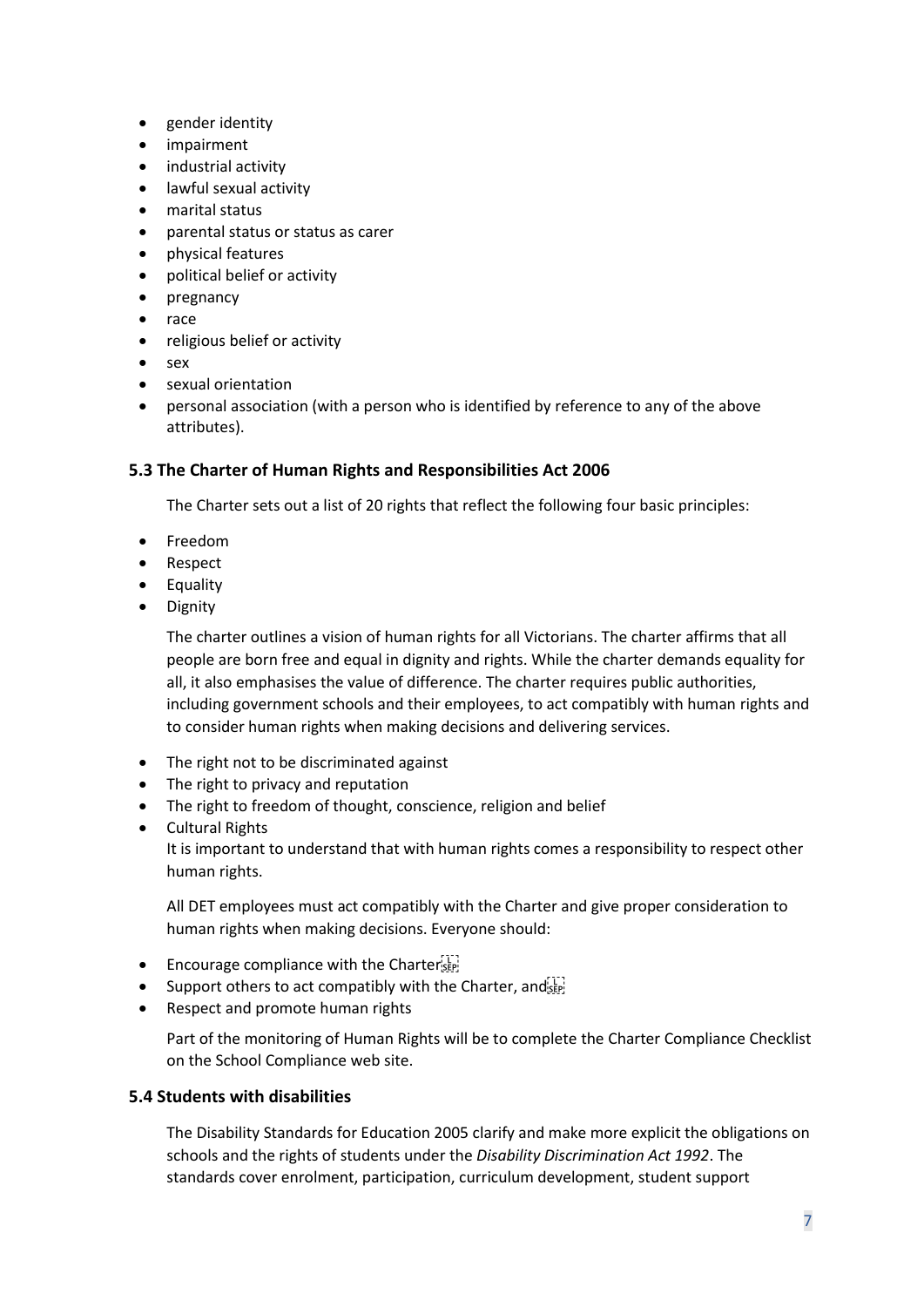- gender identity
- impairment
- industrial activity
- lawful sexual activity
- marital status
- parental status or status as carer
- physical features
- political belief or activity
- pregnancy
- race
- religious belief or activity
- sex
- sexual orientation
- personal association (with a person who is identified by reference to any of the above attributes).

### 5.3 The Charter of Human Rights and Responsibilities Act 2006

The Charter sets out a list of 20 rights that reflect the following four basic principles:

- Freedom
- Respect
- Equality
- Dignity

The charter outlines a vision of human rights for all Victorians. The charter affirms that all people are born free and equal in dignity and rights. While the charter demands equality for all, it also emphasises the value of difference. The charter requires public authorities, including government schools and their employees, to act compatibly with human rights and to consider human rights when making decisions and delivering services.

- The right not to be discriminated against
- The right to privacy and reputation
- The right to freedom of thought, conscience, religion and belief
- Cultural Rights
  It is important to understand that with human rights comes a responsibility to respect other human rights.

All DET employees must act compatibly with the Charter and give proper consideration to human rights when making decisions. Everyone should:

- Encourage compliance with the Charter
- Support others to act compatibly with the Charter, and
- Respect and promote human rights

Part of the monitoring of Human Rights will be to complete the Charter Compliance Checklist on the School Compliance web site.

### 5.4 Students with disabilities

The Disability Standards for Education 2005 clarify and make more explicit the obligations on schools and the rights of students under the *Disability Discrimination Act 1992*. The standards cover enrolment, participation, curriculum development, student support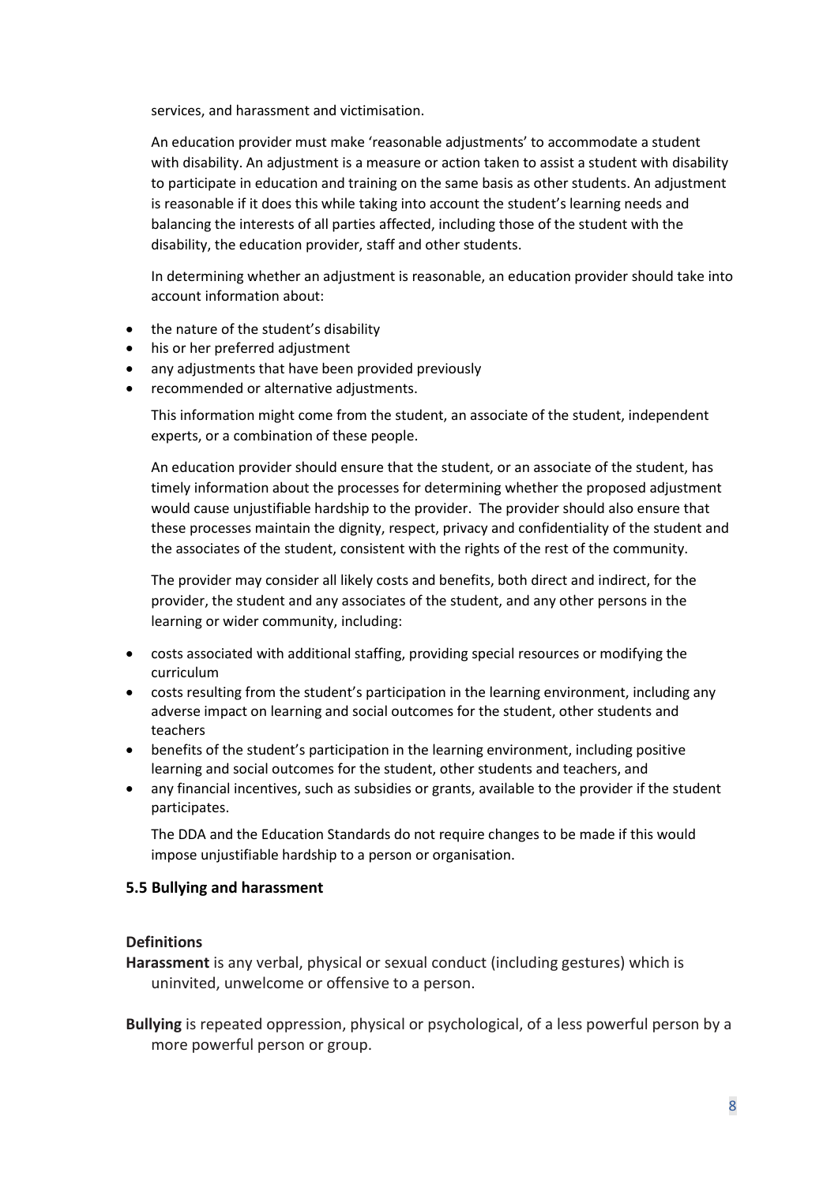services, and harassment and victimisation.

An education provider must make 'reasonable adjustments' to accommodate a student with disability. An adjustment is a measure or action taken to assist a student with disability to participate in education and training on the same basis as other students. An adjustment is reasonable if it does this while taking into account the student's learning needs and balancing the interests of all parties affected, including those of the student with the disability, the education provider, staff and other students.

In determining whether an adjustment is reasonable, an education provider should take into account information about:

- the nature of the student's disability
- his or her preferred adjustment
- any adjustments that have been provided previously
- recommended or alternative adjustments.

This information might come from the student, an associate of the student, independent experts, or a combination of these people.

An education provider should ensure that the student, or an associate of the student, has timely information about the processes for determining whether the proposed adjustment would cause unjustifiable hardship to the provider. The provider should also ensure that these processes maintain the dignity, respect, privacy and confidentiality of the student and the associates of the student, consistent with the rights of the rest of the community.

The provider may consider all likely costs and benefits, both direct and indirect, for the provider, the student and any associates of the student, and any other persons in the learning or wider community, including:

- costs associated with additional staffing, providing special resources or modifying the curriculum
- costs resulting from the student's participation in the learning environment, including any adverse impact on learning and social outcomes for the student, other students and teachers
- benefits of the student's participation in the learning environment, including positive learning and social outcomes for the student, other students and teachers, and
- any financial incentives, such as subsidies or grants, available to the provider if the student participates.

The DDA and the Education Standards do not require changes to be made if this would impose unjustifiable hardship to a person or organisation.

### 5.5 Bullying and harassment

#### Definitions

**Harassment** is any verbal, physical or sexual conduct (including gestures) which is uninvited, unwelcome or offensive to a person.

**Bullying** is repeated oppression, physical or psychological, of a less powerful person by a more powerful person or group.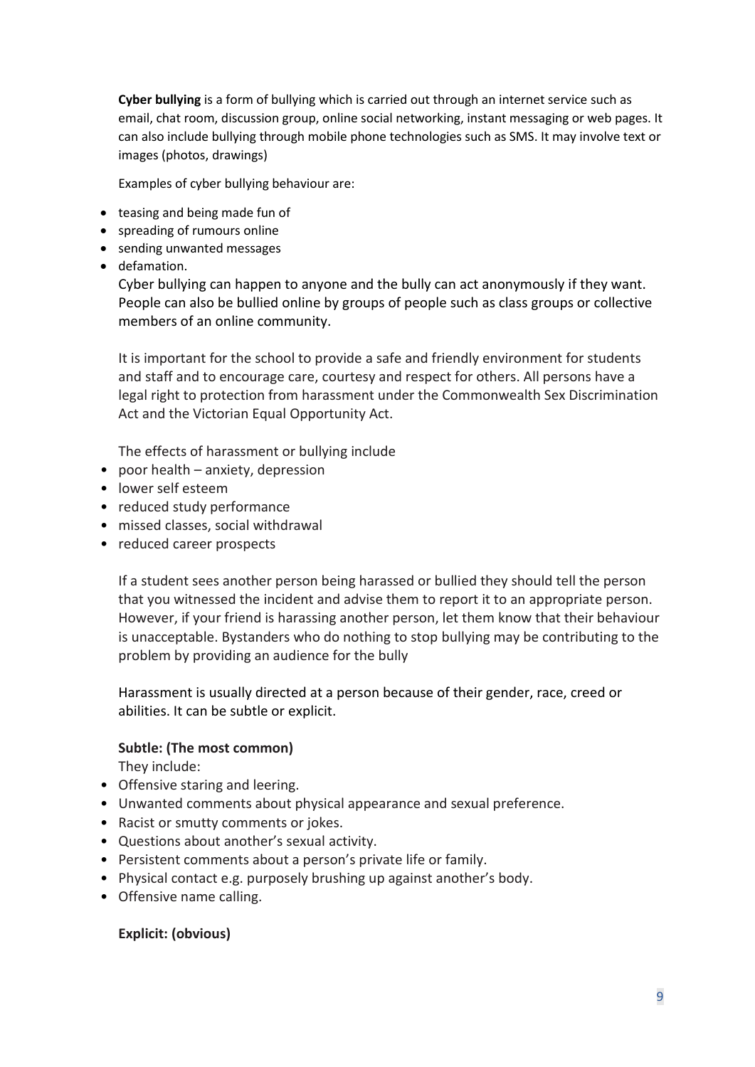**Cyber bullying** is a form of bullying which is carried out through an internet service such as email, chat room, discussion group, online social networking, instant messaging or web pages. It can also include bullying through mobile phone technologies such as SMS. It may involve text or images (photos, drawings)

Examples of cyber bullying behaviour are:

- teasing and being made fun of
- spreading of rumours online
- sending unwanted messages
- defamation.

Cyber bullying can happen to anyone and the bully can act anonymously if they want. People can also be bullied online by groups of people such as class groups or collective members of an online community.

It is important for the school to provide a safe and friendly environment for students and staff and to encourage care, courtesy and respect for others. All persons have a legal right to protection from harassment under the Commonwealth Sex Discrimination Act and the Victorian Equal Opportunity Act.

The effects of harassment or bullying include

- poor health – anxiety, depression
- lower self esteem
- reduced study performance
- missed classes, social withdrawal
- reduced career prospects

If a student sees another person being harassed or bullied they should tell the person that you witnessed the incident and advise them to report it to an appropriate person. However, if your friend is harassing another person, let them know that their behaviour is unacceptable. Bystanders who do nothing to stop bullying may be contributing to the problem by providing an audience for the bully

Harassment is usually directed at a person because of their gender, race, creed or abilities. It can be subtle or explicit.

**Subtle: (The most common)**

They include:

- Offensive staring and leering.
- Unwanted comments about physical appearance and sexual preference.
- Racist or smutty comments or jokes.
- Questions about another's sexual activity.
- Persistent comments about a person's private life or family.
- Physical contact e.g. purposely brushing up against another's body.
- Offensive name calling.

**Explicit: (obvious)**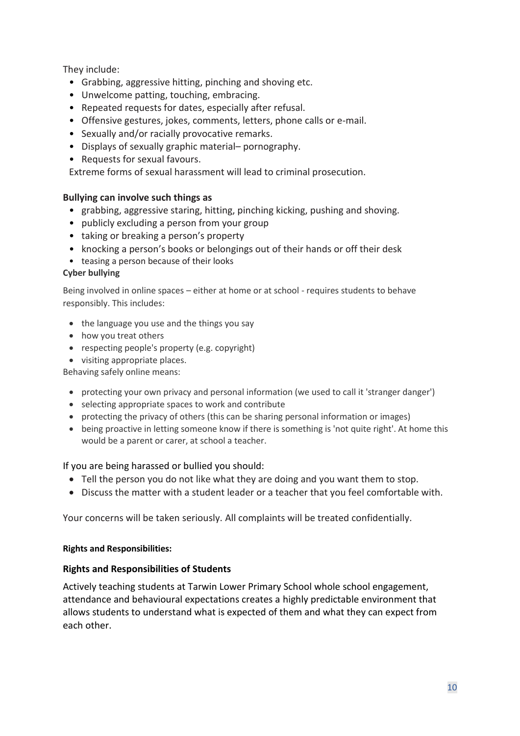They include:

- Grabbing, aggressive hitting, pinching and shoving etc.
- Unwelcome patting, touching, embracing.
- Repeated requests for dates, especially after refusal.
- Offensive gestures, jokes, comments, letters, phone calls or e-mail.
- Sexually and/or racially provocative remarks.
- Displays of sexually graphic material– pornography.
- Requests for sexual favours.

Extreme forms of sexual harassment will lead to criminal prosecution.

**Bullying can involve such things as**

- grabbing, aggressive staring, hitting, pinching kicking, pushing and shoving.
- publicly excluding a person from your group
- taking or breaking a person's property
- knocking a person's books or belongings out of their hands or off their desk
- teasing a person because of their looks

**Cyber bullying**

Being involved in online spaces – either at home or at school - requires students to behave responsibly. This includes:

- the language you use and the things you say
- how you treat others
- respecting people's property (e.g. copyright)
- visiting appropriate places.

Behaving safely online means:

- protecting your own privacy and personal information (we used to call it 'stranger danger')
- selecting appropriate spaces to work and contribute
- protecting the privacy of others (this can be sharing personal information or images)
- being proactive in letting someone know if there is something is 'not quite right'. At home this would be a parent or carer, at school a teacher.

If you are being harassed or bullied you should:

- Tell the person you do not like what they are doing and you want them to stop.
- Discuss the matter with a student leader or a teacher that you feel comfortable with.

Your concerns will be taken seriously. All complaints will be treated confidentially.

**Rights and Responsibilities:**

**Rights and Responsibilities of Students**

Actively teaching students at Tarwin Lower Primary School whole school engagement, attendance and behavioural expectations creates a highly predictable environment that allows students to understand what is expected of them and what they can expect from each other.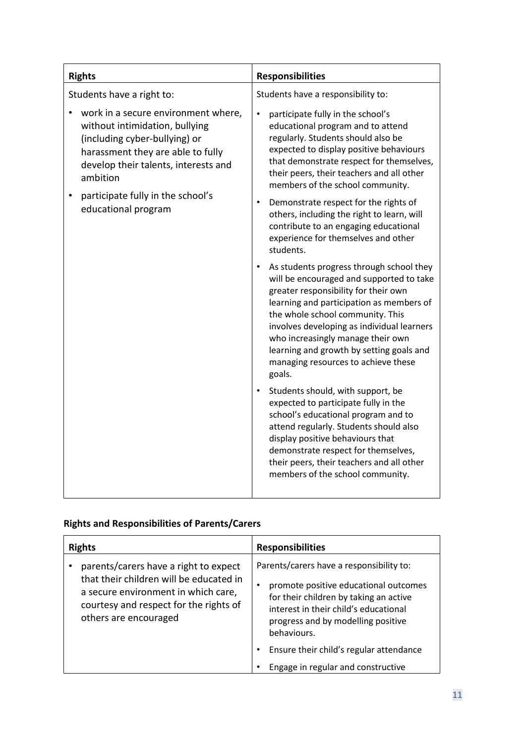| Rights | Responsibilities |
| --- | --- |
| Students have a right to:<br><br>• work in a secure environment where, without intimidation, bullying (including cyber-bullying) or harassment they are able to fully develop their talents, interests and ambition<br>• participate fully in the school's educational program | Students have a responsibility to:<br><br>• participate fully in the school's educational program and to attend regularly. Students should also be expected to display positive behaviours that demonstrate respect for themselves, their peers, their teachers and all other members of the school community.<br>• Demonstrate respect for the rights of others, including the right to learn, will contribute to an engaging educational experience for themselves and other students.<br>• As students progress through school they will be encouraged and supported to take greater responsibility for their own learning and participation as members of the whole school community. This involves developing as individual learners who increasingly manage their own learning and growth by setting goals and managing resources to achieve these goals.<br>• Students should, with support, be expected to participate fully in the school's educational program and to attend regularly. Students should also display positive behaviours that demonstrate respect for themselves, their peers, their teachers and all other members of the school community. |

**Rights and Responsibilities of Parents/Carers**

| Rights | Responsibilities |
| --- | --- |
| • parents/carers have a right to expect that their children will be educated in a secure environment in which care, courtesy and respect for the rights of others are encouraged | Parents/carers have a responsibility to:<br><br>• promote positive educational outcomes for their children by taking an active interest in their child's educational progress and by modelling positive behaviours.<br>• Ensure their child's regular attendance<br>• Engage in regular and constructive |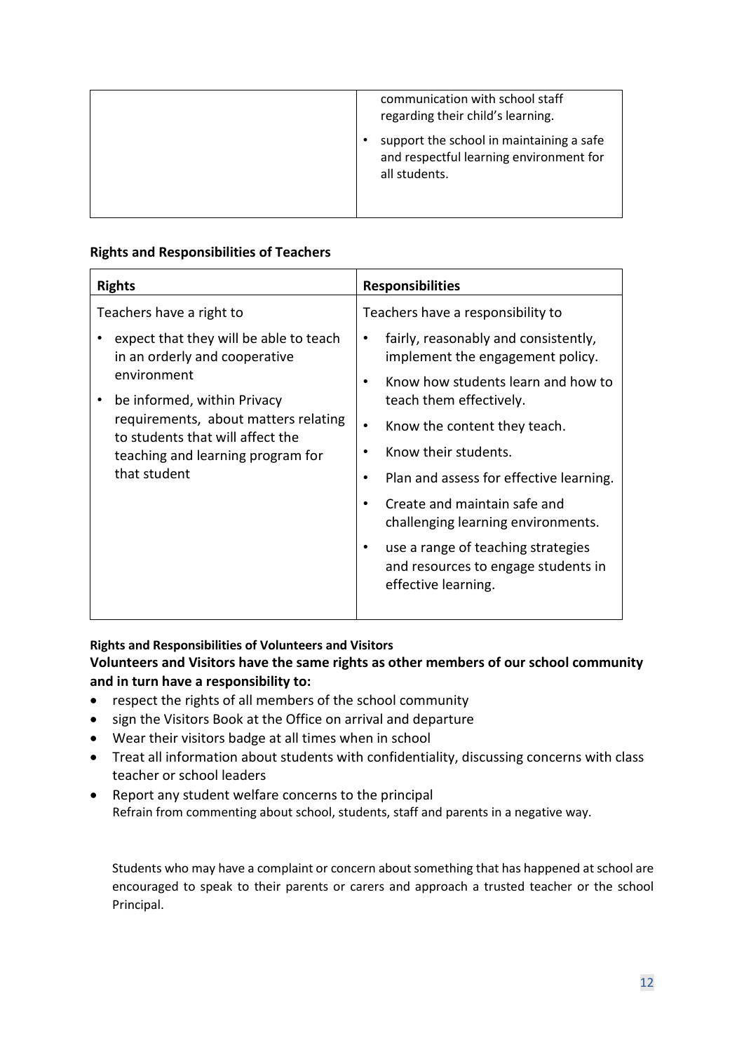|  |  |
|---|---|
|  | communication with school staff regarding their child's learning.<br>• support the school in maintaining a safe and respectful learning environment for all students. |

**Rights and Responsibilities of Teachers**

| **Rights** | **Responsibilities** |
|---|---|
| Teachers have a right to<br>• expect that they will be able to teach in an orderly and cooperative environment<br>• be informed, within Privacy requirements, about matters relating to students that will affect the teaching and learning program for that student | Teachers have a responsibility to<br>• fairly, reasonably and consistently, implement the engagement policy.<br>• Know how students learn and how to teach them effectively.<br>• Know the content they teach.<br>• Know their students.<br>• Plan and assess for effective learning.<br>• Create and maintain safe and challenging learning environments.<br>• use a range of teaching strategies and resources to engage students in effective learning. |

**Rights and Responsibilities of Volunteers and Visitors**

**Volunteers and Visitors have the same rights as other members of our school community and in turn have a responsibility to:**

- respect the rights of all members of the school community
- sign the Visitors Book at the Office on arrival and departure
- Wear their visitors badge at all times when in school
- Treat all information about students with confidentiality, discussing concerns with class teacher or school leaders
- Report any student welfare concerns to the principal

Refrain from commenting about school, students, staff and parents in a negative way.

Students who may have a complaint or concern about something that has happened at school are encouraged to speak to their parents or carers and approach a trusted teacher or the school Principal.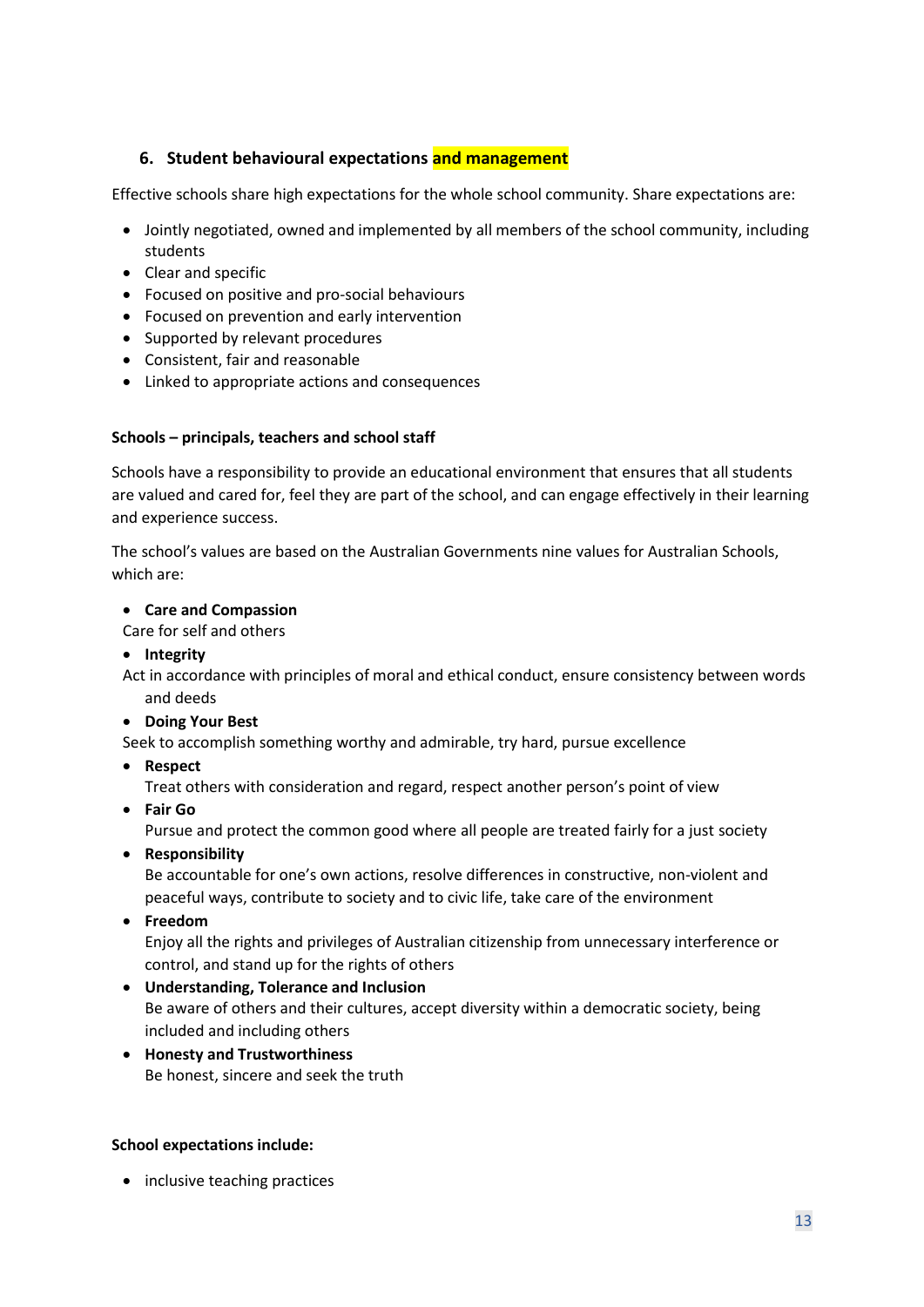## 6. Student behavioural expectations and management

Effective schools share high expectations for the whole school community. Share expectations are:

- Jointly negotiated, owned and implemented by all members of the school community, including students
- Clear and specific
- Focused on positive and pro-social behaviours
- Focused on prevention and early intervention
- Supported by relevant procedures
- Consistent, fair and reasonable
- Linked to appropriate actions and consequences

**Schools – principals, teachers and school staff**

Schools have a responsibility to provide an educational environment that ensures that all students are valued and cared for, feel they are part of the school, and can engage effectively in their learning and experience success.

The school's values are based on the Australian Governments nine values for Australian Schools, which are:

- **Care and Compassion**
  Care for self and others
- **Integrity**
  Act in accordance with principles of moral and ethical conduct, ensure consistency between words and deeds
- **Doing Your Best**
  Seek to accomplish something worthy and admirable, try hard, pursue excellence
- **Respect**
  Treat others with consideration and regard, respect another person's point of view
- **Fair Go**
  Pursue and protect the common good where all people are treated fairly for a just society
- **Responsibility**
  Be accountable for one's own actions, resolve differences in constructive, non-violent and peaceful ways, contribute to society and to civic life, take care of the environment
- **Freedom**
  Enjoy all the rights and privileges of Australian citizenship from unnecessary interference or control, and stand up for the rights of others
- **Understanding, Tolerance and Inclusion**
  Be aware of others and their cultures, accept diversity within a democratic society, being included and including others
- **Honesty and Trustworthiness**
  Be honest, sincere and seek the truth

**School expectations include:**

- inclusive teaching practices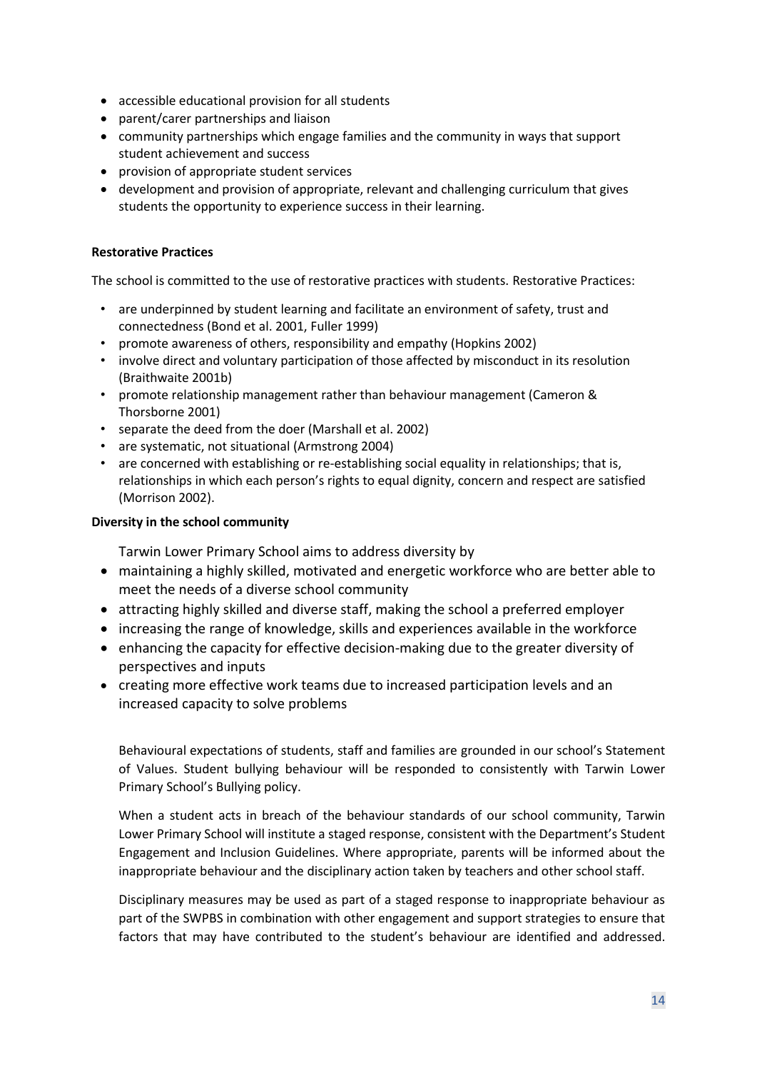- accessible educational provision for all students
- parent/carer partnerships and liaison
- community partnerships which engage families and the community in ways that support student achievement and success
- provision of appropriate student services
- development and provision of appropriate, relevant and challenging curriculum that gives students the opportunity to experience success in their learning.

**Restorative Practices**

The school is committed to the use of restorative practices with students. Restorative Practices:

- are underpinned by student learning and facilitate an environment of safety, trust and connectedness (Bond et al. 2001, Fuller 1999)
- promote awareness of others, responsibility and empathy (Hopkins 2002)
- involve direct and voluntary participation of those affected by misconduct in its resolution (Braithwaite 2001b)
- promote relationship management rather than behaviour management (Cameron & Thorsborne 2001)
- separate the deed from the doer (Marshall et al. 2002)
- are systematic, not situational (Armstrong 2004)
- are concerned with establishing or re-establishing social equality in relationships; that is, relationships in which each person's rights to equal dignity, concern and respect are satisfied (Morrison 2002).

**Diversity in the school community**

Tarwin Lower Primary School aims to address diversity by

- maintaining a highly skilled, motivated and energetic workforce who are better able to meet the needs of a diverse school community
- attracting highly skilled and diverse staff, making the school a preferred employer
- increasing the range of knowledge, skills and experiences available in the workforce
- enhancing the capacity for effective decision-making due to the greater diversity of perspectives and inputs
- creating more effective work teams due to increased participation levels and an increased capacity to solve problems

Behavioural expectations of students, staff and families are grounded in our school's Statement of Values. Student bullying behaviour will be responded to consistently with Tarwin Lower Primary School's Bullying policy.

When a student acts in breach of the behaviour standards of our school community, Tarwin Lower Primary School will institute a staged response, consistent with the Department's Student Engagement and Inclusion Guidelines. Where appropriate, parents will be informed about the inappropriate behaviour and the disciplinary action taken by teachers and other school staff.

Disciplinary measures may be used as part of a staged response to inappropriate behaviour as part of the SWPBS in combination with other engagement and support strategies to ensure that factors that may have contributed to the student's behaviour are identified and addressed.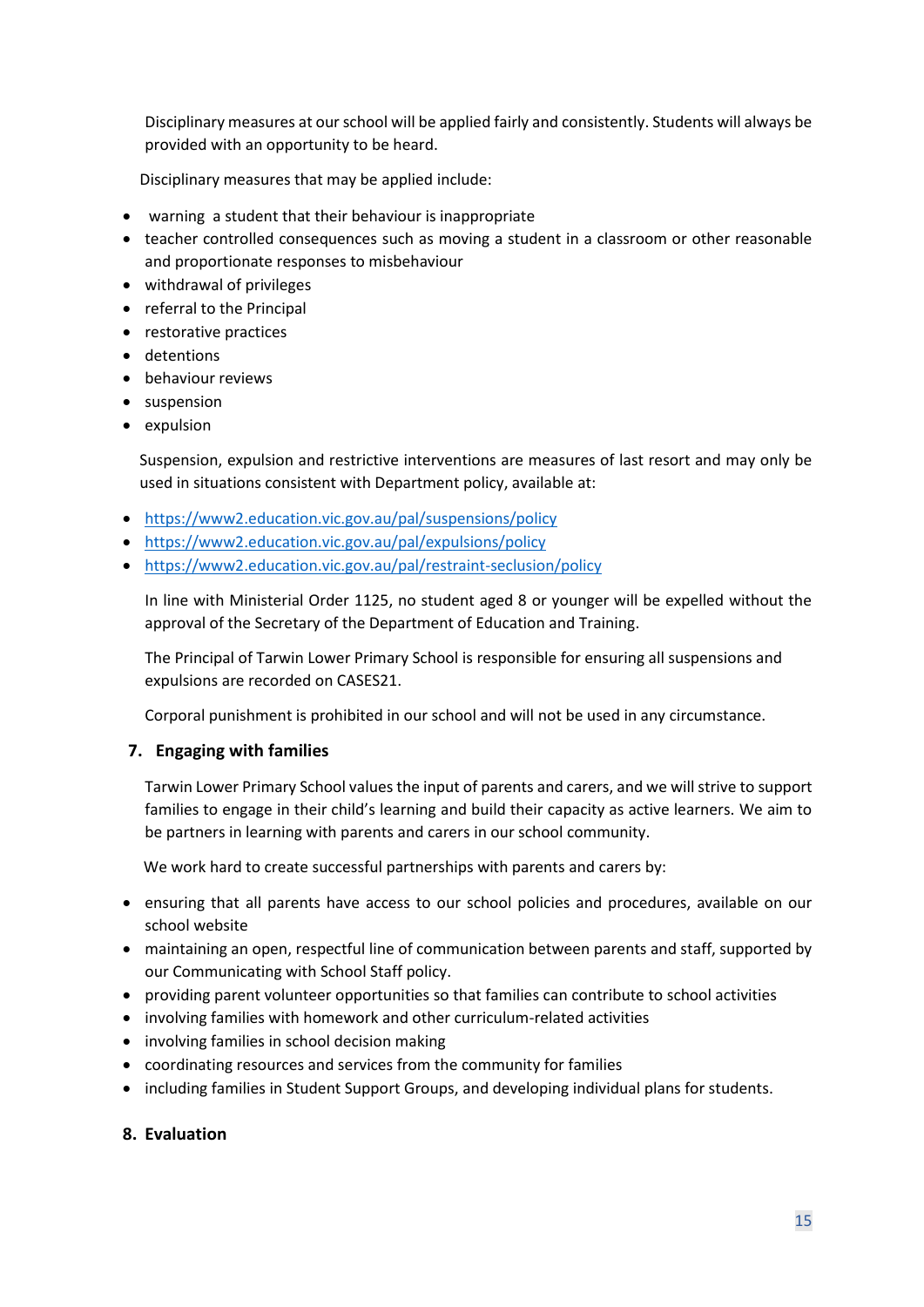Disciplinary measures at our school will be applied fairly and consistently. Students will always be provided with an opportunity to be heard.

Disciplinary measures that may be applied include:

- warning a student that their behaviour is inappropriate
- teacher controlled consequences such as moving a student in a classroom or other reasonable and proportionate responses to misbehaviour
- withdrawal of privileges
- referral to the Principal
- restorative practices
- detentions
- behaviour reviews
- suspension
- expulsion

Suspension, expulsion and restrictive interventions are measures of last resort and may only be used in situations consistent with Department policy, available at:

- https://www2.education.vic.gov.au/pal/suspensions/policy
- https://www2.education.vic.gov.au/pal/expulsions/policy
- https://www2.education.vic.gov.au/pal/restraint-seclusion/policy

In line with Ministerial Order 1125, no student aged 8 or younger will be expelled without the approval of the Secretary of the Department of Education and Training.

The Principal of Tarwin Lower Primary School is responsible for ensuring all suspensions and expulsions are recorded on CASES21.

Corporal punishment is prohibited in our school and will not be used in any circumstance.

## 7. Engaging with families

Tarwin Lower Primary School values the input of parents and carers, and we will strive to support families to engage in their child's learning and build their capacity as active learners. We aim to be partners in learning with parents and carers in our school community.

We work hard to create successful partnerships with parents and carers by:

- ensuring that all parents have access to our school policies and procedures, available on our school website
- maintaining an open, respectful line of communication between parents and staff, supported by our Communicating with School Staff policy.
- providing parent volunteer opportunities so that families can contribute to school activities
- involving families with homework and other curriculum-related activities
- involving families in school decision making
- coordinating resources and services from the community for families
- including families in Student Support Groups, and developing individual plans for students.

## 8. Evaluation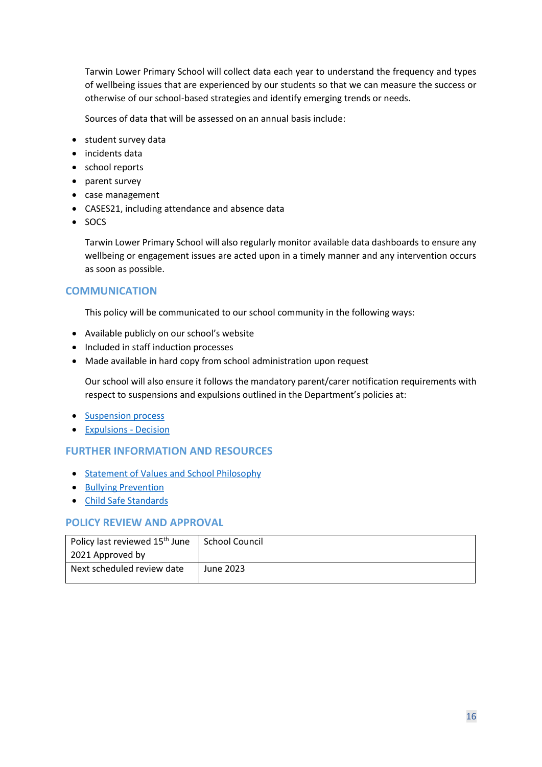Tarwin Lower Primary School will collect data each year to understand the frequency and types of wellbeing issues that are experienced by our students so that we can measure the success or otherwise of our school-based strategies and identify emerging trends or needs.

Sources of data that will be assessed on an annual basis include:

- student survey data
- incidents data
- school reports
- parent survey
- case management
- CASES21, including attendance and absence data
- SOCS

Tarwin Lower Primary School will also regularly monitor available data dashboards to ensure any wellbeing or engagement issues are acted upon in a timely manner and any intervention occurs as soon as possible.

## COMMUNICATION

This policy will be communicated to our school community in the following ways:

- Available publicly on our school's website
- Included in staff induction processes
- Made available in hard copy from school administration upon request

Our school will also ensure it follows the mandatory parent/carer notification requirements with respect to suspensions and expulsions outlined in the Department's policies at:

- Suspension process
- Expulsions - Decision

## FURTHER INFORMATION AND RESOURCES

- Statement of Values and School Philosophy
- Bullying Prevention
- Child Safe Standards

## POLICY REVIEW AND APPROVAL

| | |
|---|---|
| Policy last reviewed 15th June 2021 Approved by | School Council |
| Next scheduled review date | June 2023 |